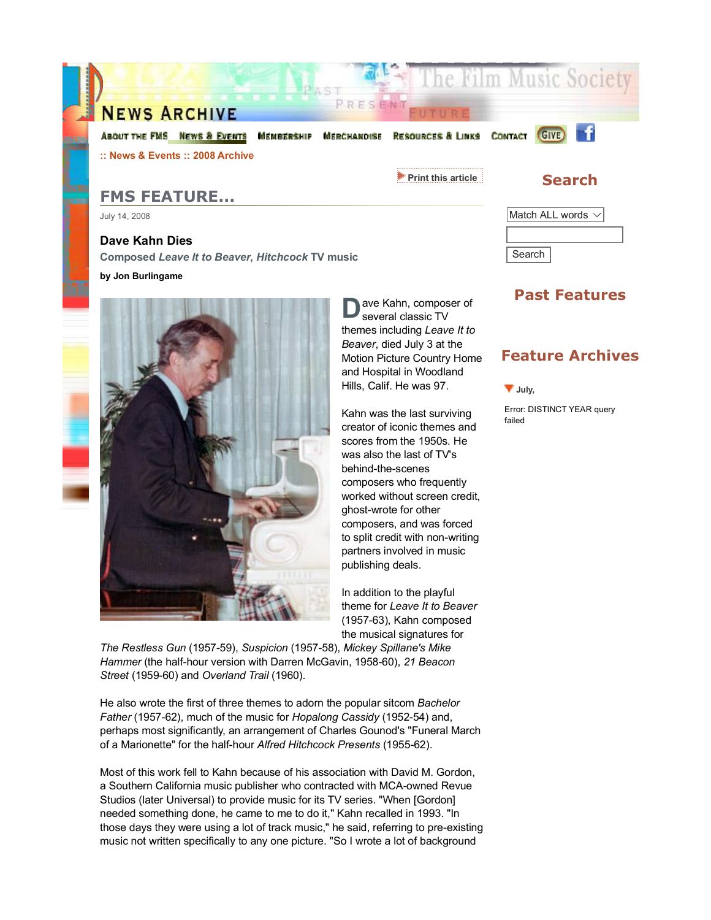# News Archive

About the FMS | News & Events | Membership | Merchandise | Resources & Links | Contact | Give

:: News & Events :: 2008 Archive

Print this article

## FMS FEATURE...

July 14, 2008

### Dave Kahn Dies

**Composed *Leave It to Beaver*, *Hitchcock* TV music**

**by Jon Burlingame**

Dave Kahn, composer of several classic TV themes including *Leave It to Beaver*, died July 3 at the Motion Picture Country Home and Hospital in Woodland Hills, Calif. He was 97.

Kahn was the last surviving creator of iconic themes and scores from the 1950s. He was also the last of TV's behind-the-scenes composers who frequently worked without screen credit, ghost-wrote for other composers, and was forced to split credit with non-writing partners involved in music publishing deals.

In addition to the playful theme for *Leave It to Beaver* (1957-63), Kahn composed the musical signatures for *The Restless Gun* (1957-59), *Suspicion* (1957-58), *Mickey Spillane's Mike Hammer* (the half-hour version with Darren McGavin, 1958-60), *21 Beacon Street* (1959-60) and *Overland Trail* (1960).

He also wrote the first of three themes to adorn the popular sitcom *Bachelor Father* (1957-62), much of the music for *Hopalong Cassidy* (1952-54) and, perhaps most significantly, an arrangement of Charles Gounod's "Funeral March of a Marionette" for the half-hour *Alfred Hitchcock Presents* (1955-62).

Most of this work fell to Kahn because of his association with David M. Gordon, a Southern California music publisher who contracted with MCA-owned Revue Studios (later Universal) to provide music for its TV series. "When [Gordon] needed something done, he came to me to do it," Kahn recalled in 1993. "In those days they were using a lot of track music," he said, referring to pre-existing music not written specifically to any one picture. "So I wrote a lot of background

## Search

Match ALL words

Search

## Past Features

## Feature Archives

**July,**

Error: DISTINCT YEAR query failed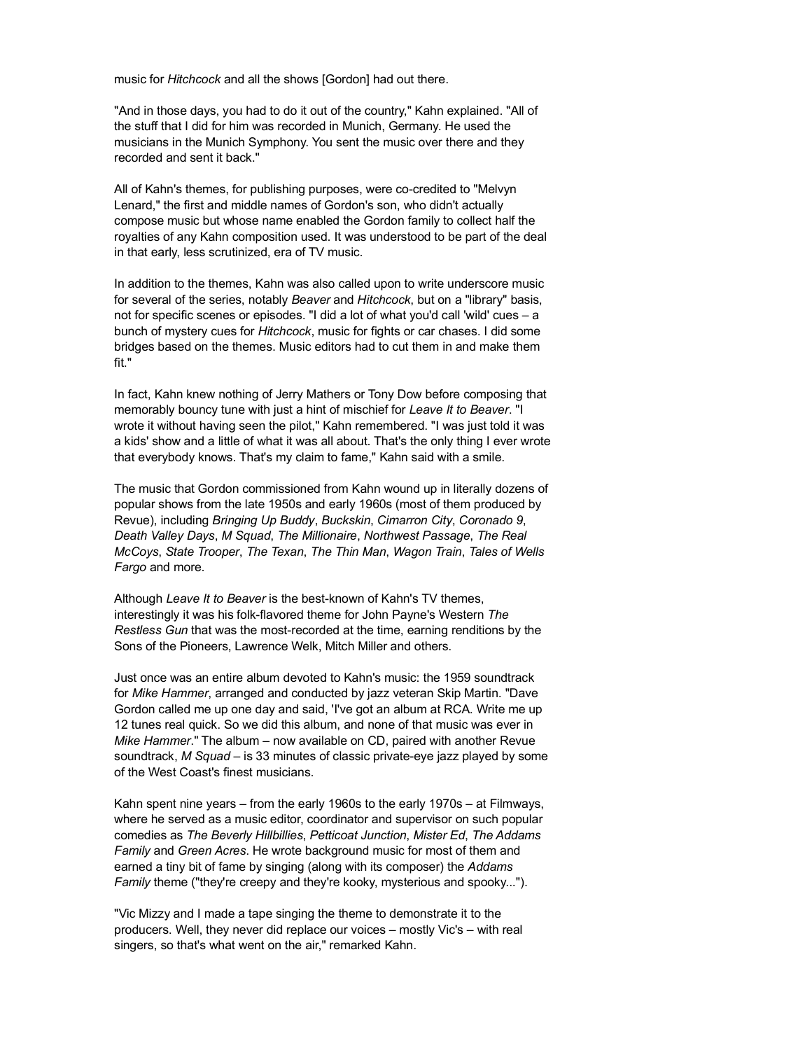music for *Hitchcock* and all the shows [Gordon] had out there.

"And in those days, you had to do it out of the country," Kahn explained. "All of the stuff that I did for him was recorded in Munich, Germany. He used the musicians in the Munich Symphony. You sent the music over there and they recorded and sent it back."

All of Kahn's themes, for publishing purposes, were co-credited to "Melvyn Lenard," the first and middle names of Gordon's son, who didn't actually compose music but whose name enabled the Gordon family to collect half the royalties of any Kahn composition used. It was understood to be part of the deal in that early, less scrutinized, era of TV music.

In addition to the themes, Kahn was also called upon to write underscore music for several of the series, notably *Beaver* and *Hitchcock*, but on a "library" basis, not for specific scenes or episodes. "I did a lot of what you'd call 'wild' cues – a bunch of mystery cues for *Hitchcock*, music for fights or car chases. I did some bridges based on the themes. Music editors had to cut them in and make them fit."

In fact, Kahn knew nothing of Jerry Mathers or Tony Dow before composing that memorably bouncy tune with just a hint of mischief for *Leave It to Beaver*. "I wrote it without having seen the pilot," Kahn remembered. "I was just told it was a kids' show and a little of what it was all about. That's the only thing I ever wrote that everybody knows. That's my claim to fame," Kahn said with a smile.

The music that Gordon commissioned from Kahn wound up in literally dozens of popular shows from the late 1950s and early 1960s (most of them produced by Revue), including *Bringing Up Buddy*, *Buckskin*, *Cimarron City*, *Coronado 9*, *Death Valley Days*, *M Squad*, *The Millionaire*, *Northwest Passage*, *The Real McCoys*, *State Trooper*, *The Texan*, *The Thin Man*, *Wagon Train*, *Tales of Wells Fargo* and more.

Although *Leave It to Beaver* is the best-known of Kahn's TV themes, interestingly it was his folk-flavored theme for John Payne's Western *The Restless Gun* that was the most-recorded at the time, earning renditions by the Sons of the Pioneers, Lawrence Welk, Mitch Miller and others.

Just once was an entire album devoted to Kahn's music: the 1959 soundtrack for *Mike Hammer*, arranged and conducted by jazz veteran Skip Martin. "Dave Gordon called me up one day and said, 'I've got an album at RCA. Write me up 12 tunes real quick. So we did this album, and none of that music was ever in *Mike Hammer*." The album – now available on CD, paired with another Revue soundtrack, *M Squad* – is 33 minutes of classic private-eye jazz played by some of the West Coast's finest musicians.

Kahn spent nine years – from the early 1960s to the early 1970s – at Filmways, where he served as a music editor, coordinator and supervisor on such popular comedies as *The Beverly Hillbillies*, *Petticoat Junction*, *Mister Ed*, *The Addams Family* and *Green Acres*. He wrote background music for most of them and earned a tiny bit of fame by singing (along with its composer) the *Addams Family* theme ("they're creepy and they're kooky, mysterious and spooky...").

"Vic Mizzy and I made a tape singing the theme to demonstrate it to the producers. Well, they never did replace our voices – mostly Vic's – with real singers, so that's what went on the air," remarked Kahn.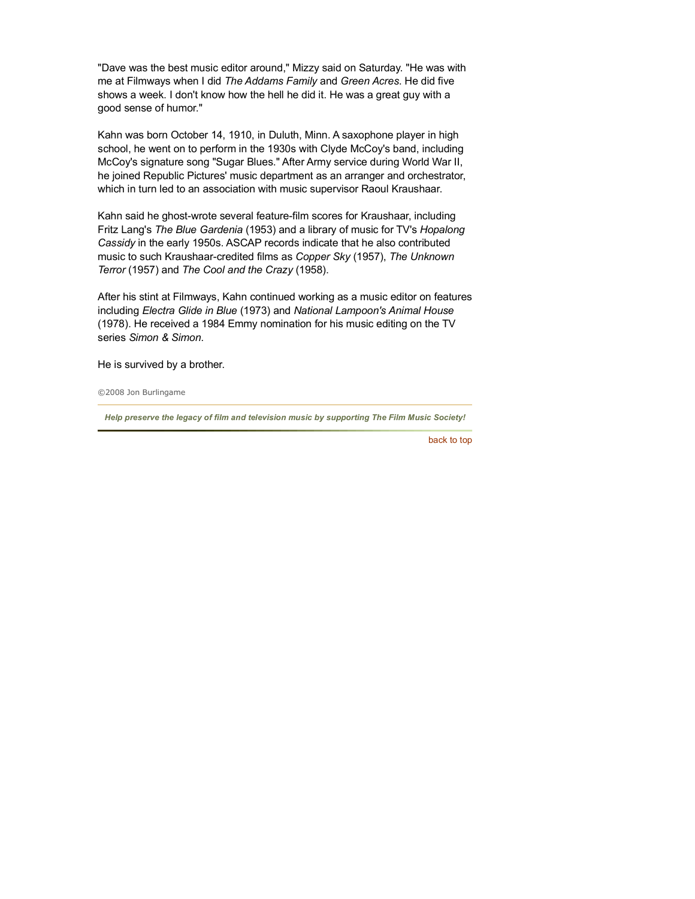"Dave was the best music editor around," Mizzy said on Saturday. "He was with me at Filmways when I did *The Addams Family* and *Green Acres*. He did five shows a week. I don't know how the hell he did it. He was a great guy with a good sense of humor."

Kahn was born October 14, 1910, in Duluth, Minn. A saxophone player in high school, he went on to perform in the 1930s with Clyde McCoy's band, including McCoy's signature song "Sugar Blues." After Army service during World War II, he joined Republic Pictures' music department as an arranger and orchestrator, which in turn led to an association with music supervisor Raoul Kraushaar.

Kahn said he ghost-wrote several feature-film scores for Kraushaar, including Fritz Lang's *The Blue Gardenia* (1953) and a library of music for TV's *Hopalong Cassidy* in the early 1950s. ASCAP records indicate that he also contributed music to such Kraushaar-credited films as *Copper Sky* (1957), *The Unknown Terror* (1957) and *The Cool and the Crazy* (1958).

After his stint at Filmways, Kahn continued working as a music editor on features including *Electra Glide in Blue* (1973) and *National Lampoon's Animal House* (1978). He received a 1984 Emmy nomination for his music editing on the TV series *Simon & Simon*.

He is survived by a brother.

©2008 Jon Burlingame

***Help preserve the legacy of film and television music by supporting The Film Music Society!***

back to top